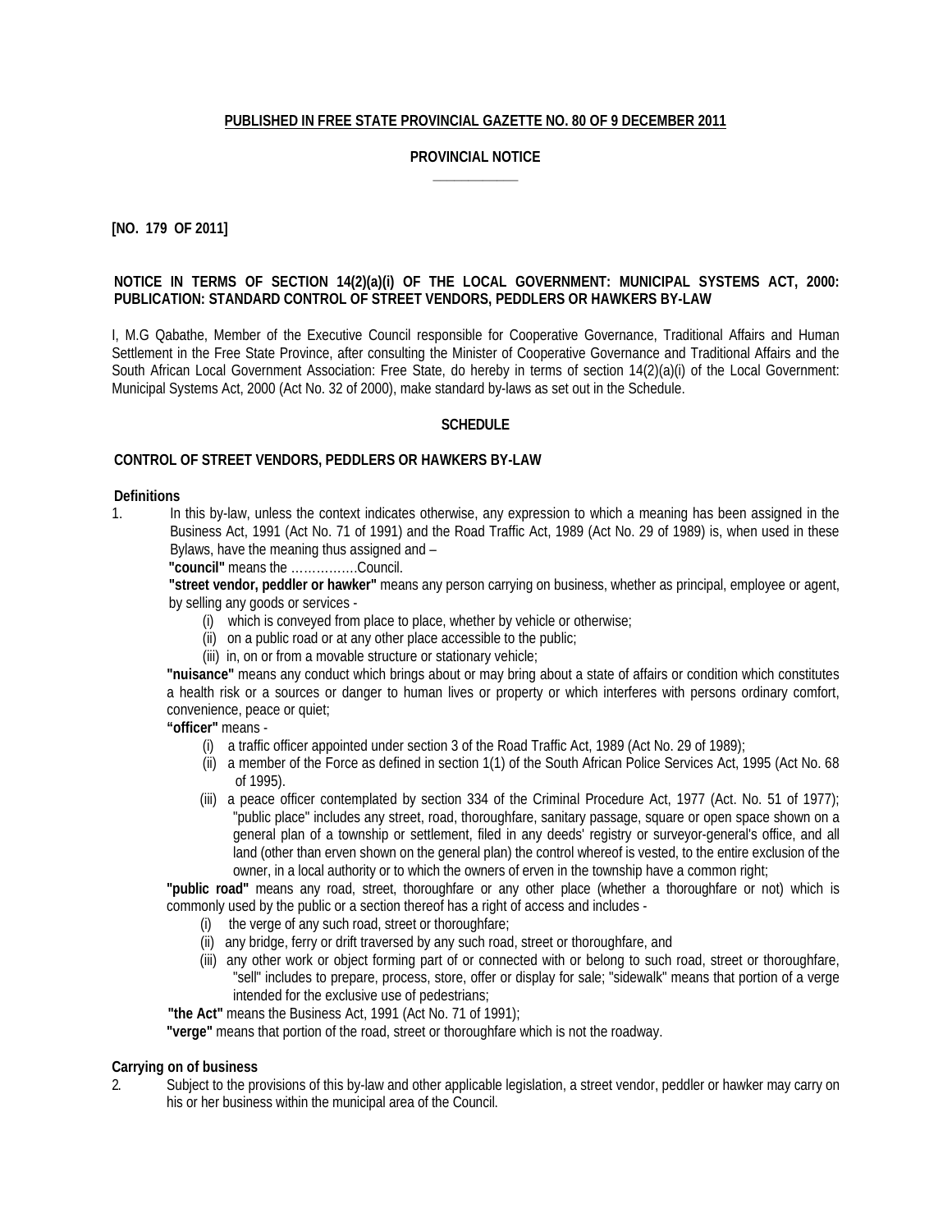**PUBLISHED IN FREE STATE PROVINCIAL GAZETTE NO. 80 OF 9 DECEMBER 2011**

**PROVINCIAL NOTICE**

---

**[NO. 179 OF 2011]**

**NOTICE IN TERMS OF SECTION 14(2)(a)(i) OF THE LOCAL GOVERNMENT: MUNICIPAL SYSTEMS ACT, 2000: PUBLICATION: STANDARD CONTROL OF STREET VENDORS, PEDDLERS OR HAWKERS BY-LAW**

I, M.G Qabathe, Member of the Executive Council responsible for Cooperative Governance, Traditional Affairs and Human Settlement in the Free State Province, after consulting the Minister of Cooperative Governance and Traditional Affairs and the South African Local Government Association: Free State, do hereby in terms of section 14(2)(a)(i) of the Local Government: Municipal Systems Act, 2000 (Act No. 32 of 2000), make standard by-laws as set out in the Schedule.

**SCHEDULE**

**CONTROL OF STREET VENDORS, PEDDLERS OR HAWKERS BY-LAW**

**Definitions**

1. In this by-law, unless the context indicates otherwise, any expression to which a meaning has been assigned in the Business Act, 1991 (Act No. 71 of 1991) and the Road Traffic Act, 1989 (Act No. 29 of 1989) is, when used in these Bylaws, have the meaning thus assigned and –

   **"council"** means the …………….Council.

   **"street vendor, peddler or hawker"** means any person carrying on business, whether as principal, employee or agent, by selling any goods or services -

   (i) which is conveyed from place to place, whether by vehicle or otherwise;
   (ii) on a public road or at any other place accessible to the public;
   (iii) in, on or from a movable structure or stationary vehicle;

   **"nuisance"** means any conduct which brings about or may bring about a state of affairs or condition which constitutes a health risk or a sources or danger to human lives or property or which interferes with persons ordinary comfort, convenience, peace or quiet;

   **"officer"** means -

   (i) a traffic officer appointed under section 3 of the Road Traffic Act, 1989 (Act No. 29 of 1989);
   (ii) a member of the Force as defined in section 1(1) of the South African Police Services Act, 1995 (Act No. 68 of 1995).
   (iii) a peace officer contemplated by section 334 of the Criminal Procedure Act, 1977 (Act. No. 51 of 1977); "public place" includes any street, road, thoroughfare, sanitary passage, square or open space shown on a general plan of a township or settlement, filed in any deeds' registry or surveyor-general's office, and all land (other than erven shown on the general plan) the control whereof is vested, to the entire exclusion of the owner, in a local authority or to which the owners of erven in the township have a common right;

   **"public road"** means any road, street, thoroughfare or any other place (whether a thoroughfare or not) which is commonly used by the public or a section thereof has a right of access and includes -

   (i) the verge of any such road, street or thoroughfare;
   (ii) any bridge, ferry or drift traversed by any such road, street or thoroughfare, and
   (iii) any other work or object forming part of or connected with or belong to such road, street or thoroughfare, "sell" includes to prepare, process, store, offer or display for sale; "sidewalk" means that portion of a verge intended for the exclusive use of pedestrians;

   **"the Act"** means the Business Act, 1991 (Act No. 71 of 1991);

   **"verge"** means that portion of the road, street or thoroughfare which is not the roadway.

**Carrying on of business**

2. Subject to the provisions of this by-law and other applicable legislation, a street vendor, peddler or hawker may carry on his or her business within the municipal area of the Council.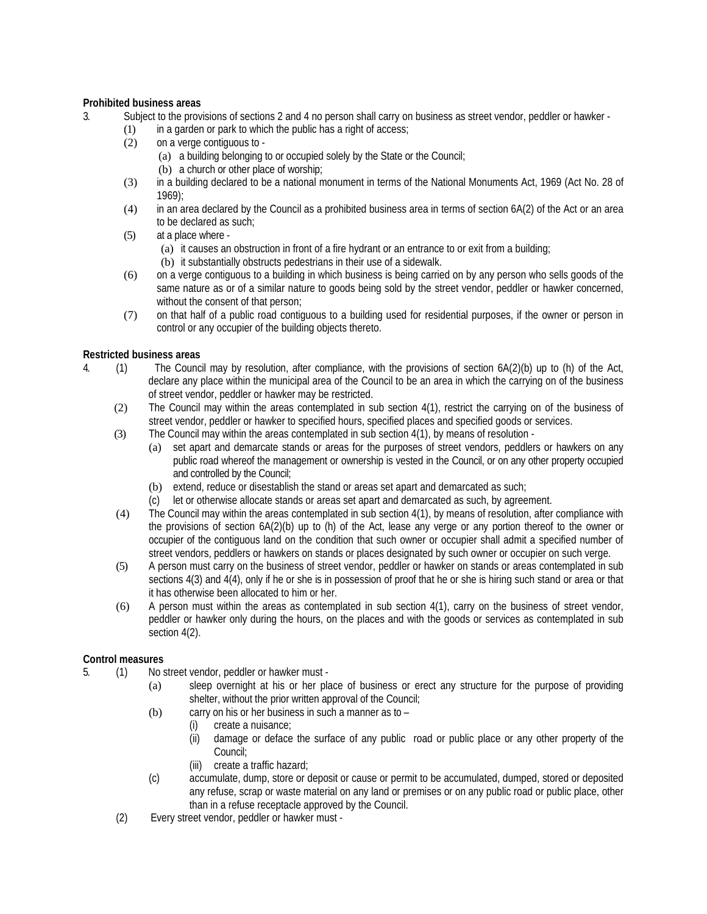**Prohibited business areas**

3. Subject to the provisions of sections 2 and 4 no person shall carry on business as street vendor, peddler or hawker -

   (1) in a garden or park to which the public has a right of access;

   (2) on a verge contiguous to -

      (a) a building belonging to or occupied solely by the State or the Council;

      (b) a church or other place of worship;

   (3) in a building declared to be a national monument in terms of the National Monuments Act, 1969 (Act No. 28 of 1969);

   (4) in an area declared by the Council as a prohibited business area in terms of section 6A(2) of the Act or an area to be declared as such;

   (5) at a place where -

      (a) it causes an obstruction in front of a fire hydrant or an entrance to or exit from a building;

      (b) it substantially obstructs pedestrians in their use of a sidewalk.

   (6) on a verge contiguous to a building in which business is being carried on by any person who sells goods of the same nature as or of a similar nature to goods being sold by the street vendor, peddler or hawker concerned, without the consent of that person;

   (7) on that half of a public road contiguous to a building used for residential purposes, if the owner or person in control or any occupier of the building objects thereto.

**Restricted business areas**

4. (1) The Council may by resolution, after compliance, with the provisions of section 6A(2)(b) up to (h) of the Act, declare any place within the municipal area of the Council to be an area in which the carrying on of the business of street vendor, peddler or hawker may be restricted.

   (2) The Council may within the areas contemplated in sub section 4(1), restrict the carrying on of the business of street vendor, peddler or hawker to specified hours, specified places and specified goods or services.

   (3) The Council may within the areas contemplated in sub section 4(1), by means of resolution -

      (a) set apart and demarcate stands or areas for the purposes of street vendors, peddlers or hawkers on any public road whereof the management or ownership is vested in the Council, or on any other property occupied and controlled by the Council;

      (b) extend, reduce or disestablish the stand or areas set apart and demarcated as such;

      (c) let or otherwise allocate stands or areas set apart and demarcated as such, by agreement.

   (4) The Council may within the areas contemplated in sub section 4(1), by means of resolution, after compliance with the provisions of section 6A(2)(b) up to (h) of the Act, lease any verge or any portion thereof to the owner or occupier of the contiguous land on the condition that such owner or occupier shall admit a specified number of street vendors, peddlers or hawkers on stands or places designated by such owner or occupier on such verge.

   (5) A person must carry on the business of street vendor, peddler or hawker on stands or areas contemplated in sub sections 4(3) and 4(4), only if he or she is in possession of proof that he or she is hiring such stand or area or that it has otherwise been allocated to him or her.

   (6) A person must within the areas as contemplated in sub section 4(1), carry on the business of street vendor, peddler or hawker only during the hours, on the places and with the goods or services as contemplated in sub section 4(2).

**Control measures**

5. (1) No street vendor, peddler or hawker must -

      (a) sleep overnight at his or her place of business or erect any structure for the purpose of providing shelter, without the prior written approval of the Council;

      (b) carry on his or her business in such a manner as to –

         (i) create a nuisance;

         (ii) damage or deface the surface of any public road or public place or any other property of the Council;

         (iii) create a traffic hazard;

      (c) accumulate, dump, store or deposit or cause or permit to be accumulated, dumped, stored or deposited any refuse, scrap or waste material on any land or premises or on any public road or public place, other than in a refuse receptacle approved by the Council.

   (2) Every street vendor, peddler or hawker must -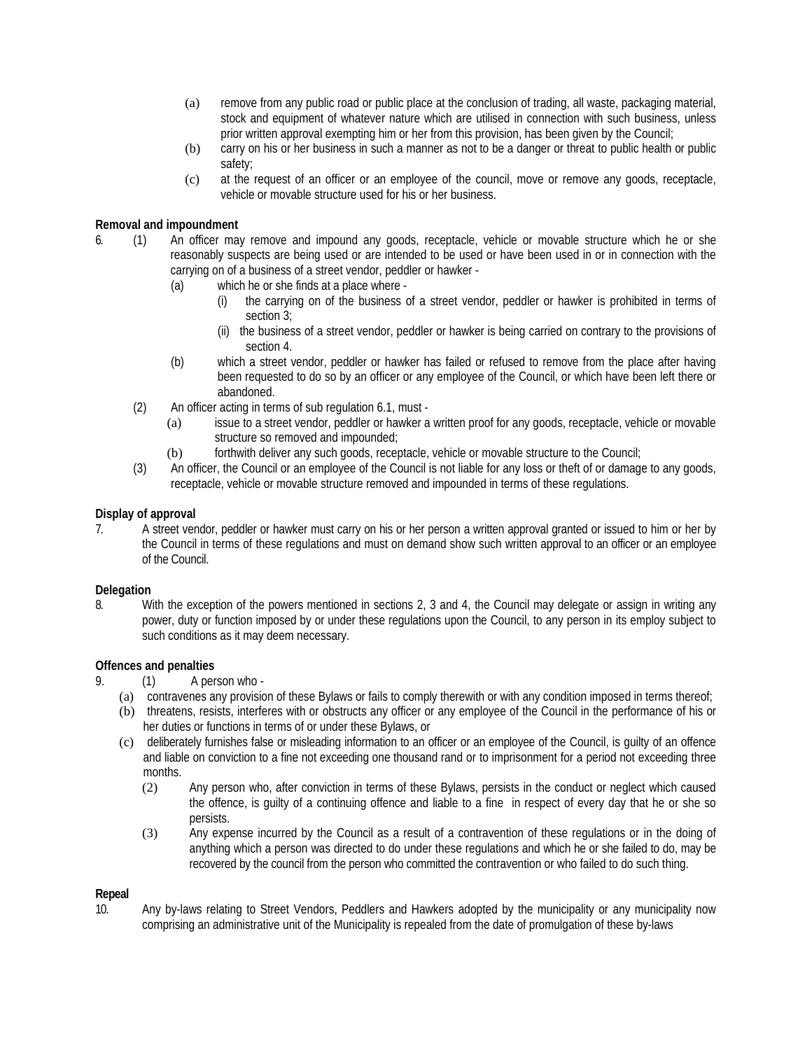(a) remove from any public road or public place at the conclusion of trading, all waste, packaging material, stock and equipment of whatever nature which are utilised in connection with such business, unless prior written approval exempting him or her from this provision, has been given by the Council;

(b) carry on his or her business in such a manner as not to be a danger or threat to public health or public safety;

(c) at the request of an officer or an employee of the council, move or remove any goods, receptacle, vehicle or movable structure used for his or her business.

**Removal and impoundment**

6. (1) An officer may remove and impound any goods, receptacle, vehicle or movable structure which he or she reasonably suspects are being used or are intended to be used or have been used in or in connection with the carrying on of a business of a street vendor, peddler or hawker -

   (a) which he or she finds at a place where -

      (i) the carrying on of the business of a street vendor, peddler or hawker is prohibited in terms of section 3;

      (ii) the business of a street vendor, peddler or hawker is being carried on contrary to the provisions of section 4.

   (b) which a street vendor, peddler or hawker has failed or refused to remove from the place after having been requested to do so by an officer or any employee of the Council, or which have been left there or abandoned.

(2) An officer acting in terms of sub regulation 6.1, must -

   (a) issue to a street vendor, peddler or hawker a written proof for any goods, receptacle, vehicle or movable structure so removed and impounded;

   (b) forthwith deliver any such goods, receptacle, vehicle or movable structure to the Council;

(3) An officer, the Council or an employee of the Council is not liable for any loss or theft of or damage to any goods, receptacle, vehicle or movable structure removed and impounded in terms of these regulations.

**Display of approval**

7. A street vendor, peddler or hawker must carry on his or her person a written approval granted or issued to him or her by the Council in terms of these regulations and must on demand show such written approval to an officer or an employee of the Council.

**Delegation**

8. With the exception of the powers mentioned in sections 2, 3 and 4, the Council may delegate or assign in writing any power, duty or function imposed by or under these regulations upon the Council, to any person in its employ subject to such conditions as it may deem necessary.

**Offences and penalties**

9. (1) A person who -

   (a) contravenes any provision of these Bylaws or fails to comply therewith or with any condition imposed in terms thereof;

   (b) threatens, resists, interferes with or obstructs any officer or any employee of the Council in the performance of his or her duties or functions in terms of or under these Bylaws, or

   (c) deliberately furnishes false or misleading information to an officer or an employee of the Council, is guilty of an offence and liable on conviction to a fine not exceeding one thousand rand or to imprisonment for a period not exceeding three months.

(2) Any person who, after conviction in terms of these Bylaws, persists in the conduct or neglect which caused the offence, is guilty of a continuing offence and liable to a fine in respect of every day that he or she so persists.

(3) Any expense incurred by the Council as a result of a contravention of these regulations or in the doing of anything which a person was directed to do under these regulations and which he or she failed to do, may be recovered by the council from the person who committed the contravention or who failed to do such thing.

**Repeal**

10. Any by-laws relating to Street Vendors, Peddlers and Hawkers adopted by the municipality or any municipality now comprising an administrative unit of the Municipality is repealed from the date of promulgation of these by-laws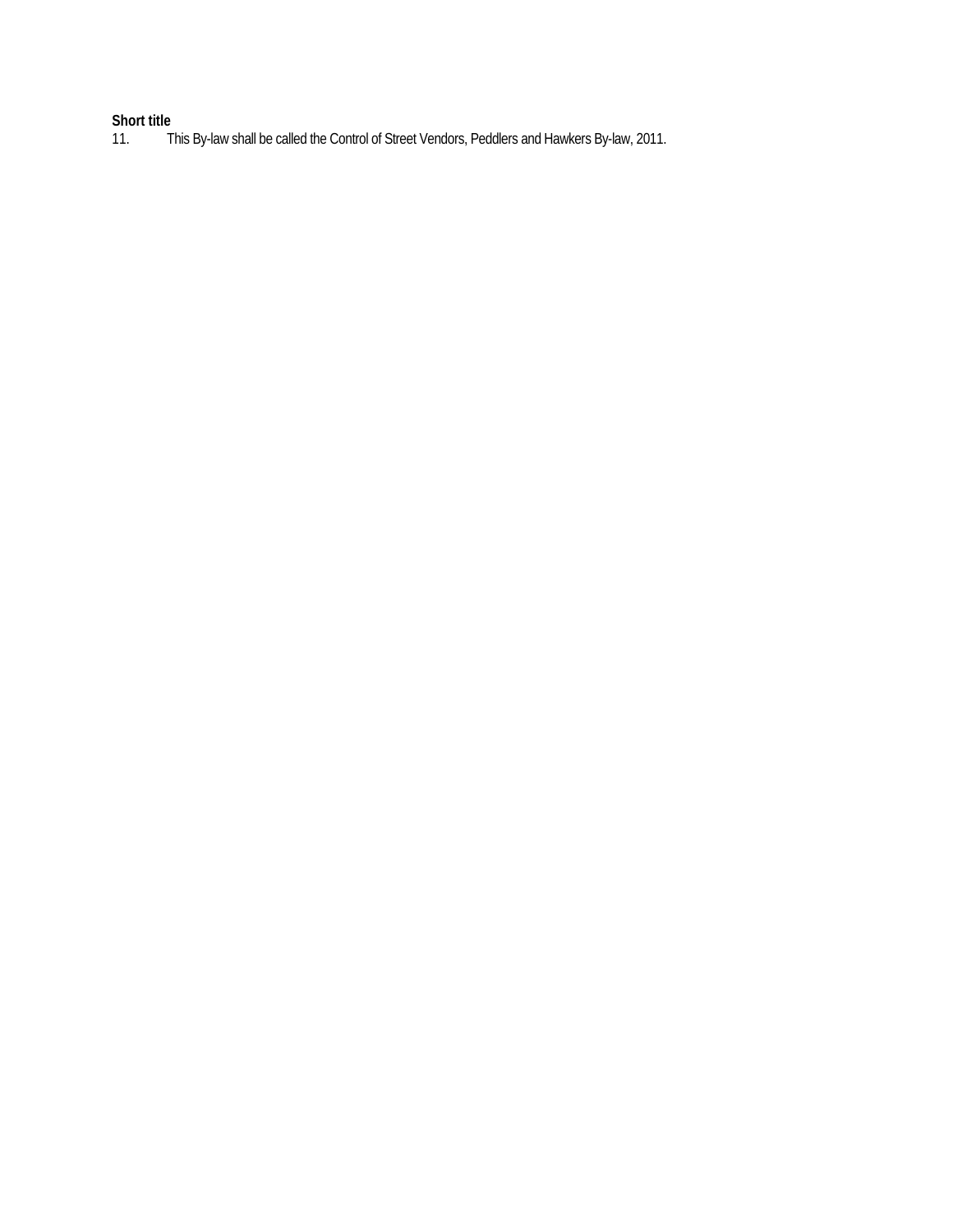**Short title**

11. This By-law shall be called the Control of Street Vendors, Peddlers and Hawkers By-law, 2011.